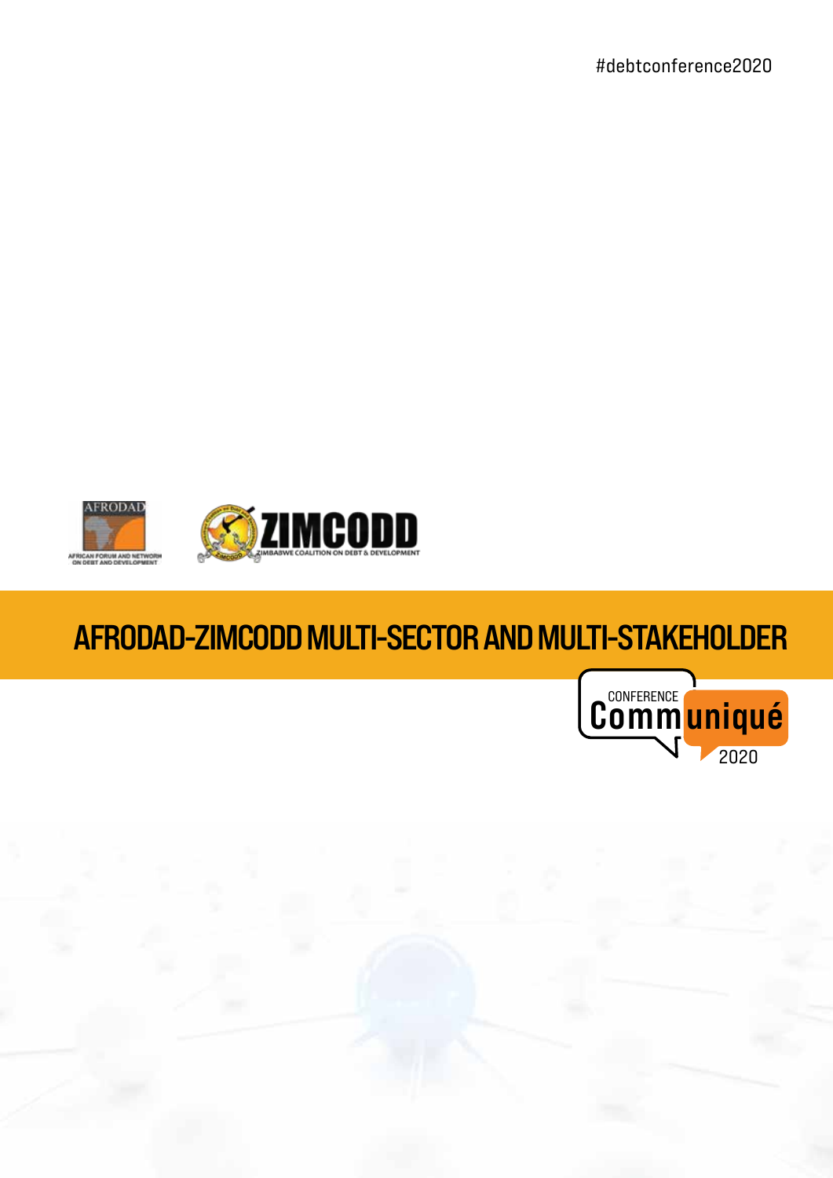#debtconference2020

AFRODAD

AFRICAN FORUM AND NETWORK ON DEBT AND DEVELOPMENT

ZIMCODD

ZIMBABWE COALITION ON DEBT & DEVELOPMENT

# AFRODAD-ZIMCODD MULTI-SECTOR AND MULTI-STAKEHOLDER

CONFERENCE

Communiqué

2020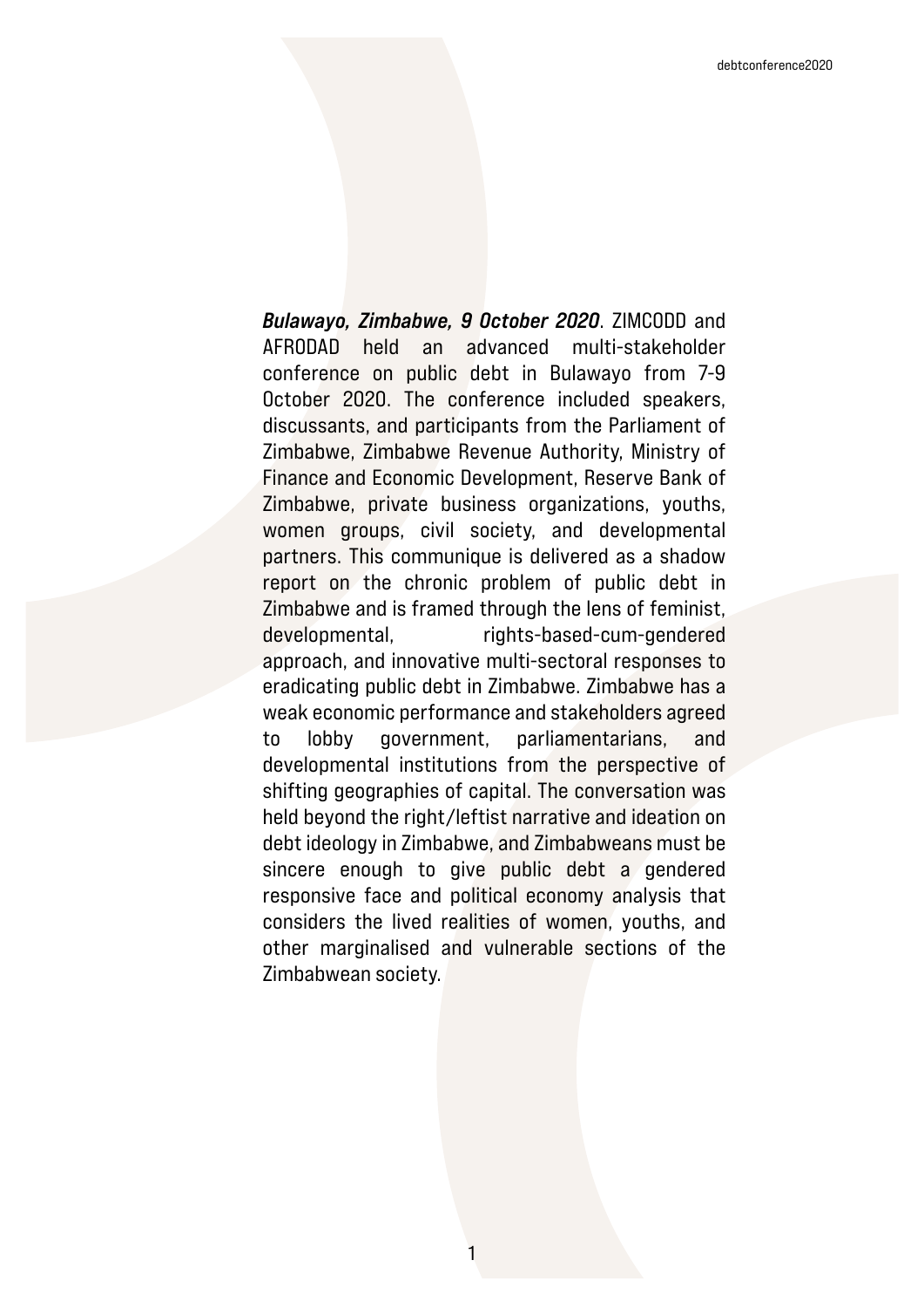***Bulawayo, Zimbabwe, 9 October 2020***. ZIMCODD and AFRODAD held an advanced multi-stakeholder conference on public debt in Bulawayo from 7-9 October 2020. The conference included speakers, discussants, and participants from the Parliament of Zimbabwe, Zimbabwe Revenue Authority, Ministry of Finance and Economic Development, Reserve Bank of Zimbabwe, private business organizations, youths, women groups, civil society, and developmental partners. This communique is delivered as a shadow report on the chronic problem of public debt in Zimbabwe and is framed through the lens of feminist, developmental, rights-based-cum-gendered approach, and innovative multi-sectoral responses to eradicating public debt in Zimbabwe. Zimbabwe has a weak economic performance and stakeholders agreed to lobby government, parliamentarians, and developmental institutions from the perspective of shifting geographies of capital. The conversation was held beyond the right/leftist narrative and ideation on debt ideology in Zimbabwe, and Zimbabweans must be sincere enough to give public debt a gendered responsive face and political economy analysis that considers the lived realities of women, youths, and other marginalised and vulnerable sections of the Zimbabwean society.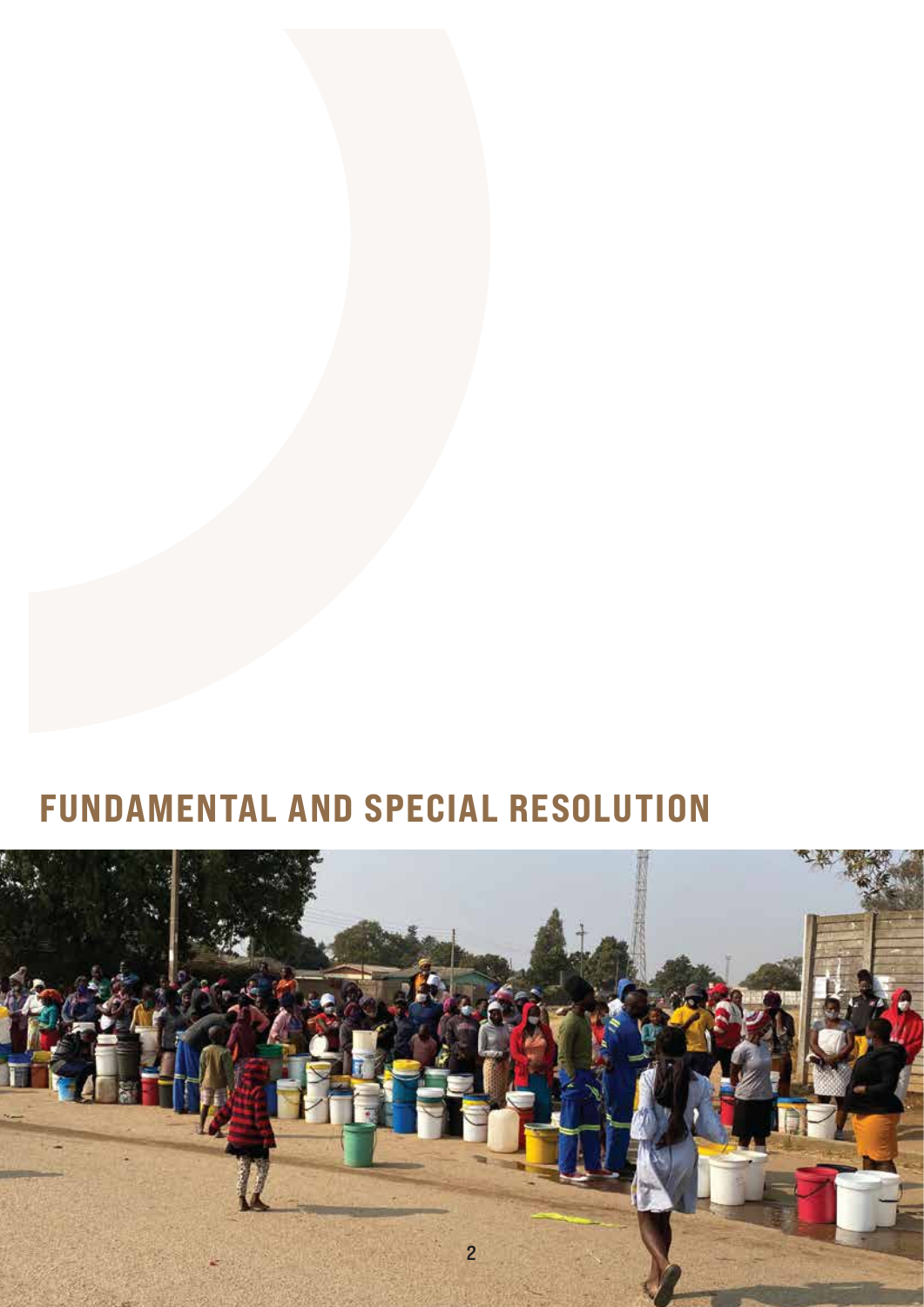# FUNDAMENTAL AND SPECIAL RESOLUTION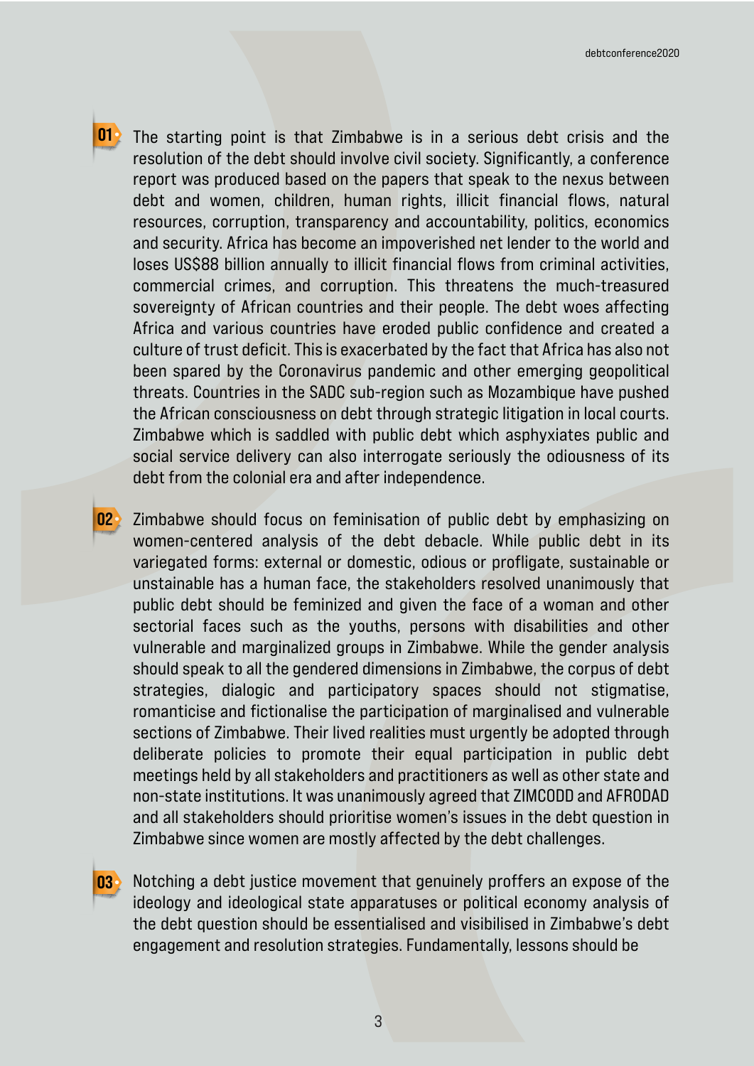01 The starting point is that Zimbabwe is in a serious debt crisis and the resolution of the debt should involve civil society. Significantly, a conference report was produced based on the papers that speak to the nexus between debt and women, children, human rights, illicit financial flows, natural resources, corruption, transparency and accountability, politics, economics and security. Africa has become an impoverished net lender to the world and loses US$88 billion annually to illicit financial flows from criminal activities, commercial crimes, and corruption. This threatens the much-treasured sovereignty of African countries and their people. The debt woes affecting Africa and various countries have eroded public confidence and created a culture of trust deficit. This is exacerbated by the fact that Africa has also not been spared by the Coronavirus pandemic and other emerging geopolitical threats. Countries in the SADC sub-region such as Mozambique have pushed the African consciousness on debt through strategic litigation in local courts. Zimbabwe which is saddled with public debt which asphyxiates public and social service delivery can also interrogate seriously the odiousness of its debt from the colonial era and after independence.

02 Zimbabwe should focus on feminisation of public debt by emphasizing on women-centered analysis of the debt debacle. While public debt in its variegated forms: external or domestic, odious or profligate, sustainable or unstainable has a human face, the stakeholders resolved unanimously that public debt should be feminized and given the face of a woman and other sectorial faces such as the youths, persons with disabilities and other vulnerable and marginalized groups in Zimbabwe. While the gender analysis should speak to all the gendered dimensions in Zimbabwe, the corpus of debt strategies, dialogic and participatory spaces should not stigmatise, romanticise and fictionalise the participation of marginalised and vulnerable sections of Zimbabwe. Their lived realities must urgently be adopted through deliberate policies to promote their equal participation in public debt meetings held by all stakeholders and practitioners as well as other state and non-state institutions. It was unanimously agreed that ZIMCODD and AFRODAD and all stakeholders should prioritise women's issues in the debt question in Zimbabwe since women are mostly affected by the debt challenges.

03 Notching a debt justice movement that genuinely proffers an expose of the ideology and ideological state apparatuses or political economy analysis of the debt question should be essentialised and visibilised in Zimbabwe's debt engagement and resolution strategies. Fundamentally, lessons should be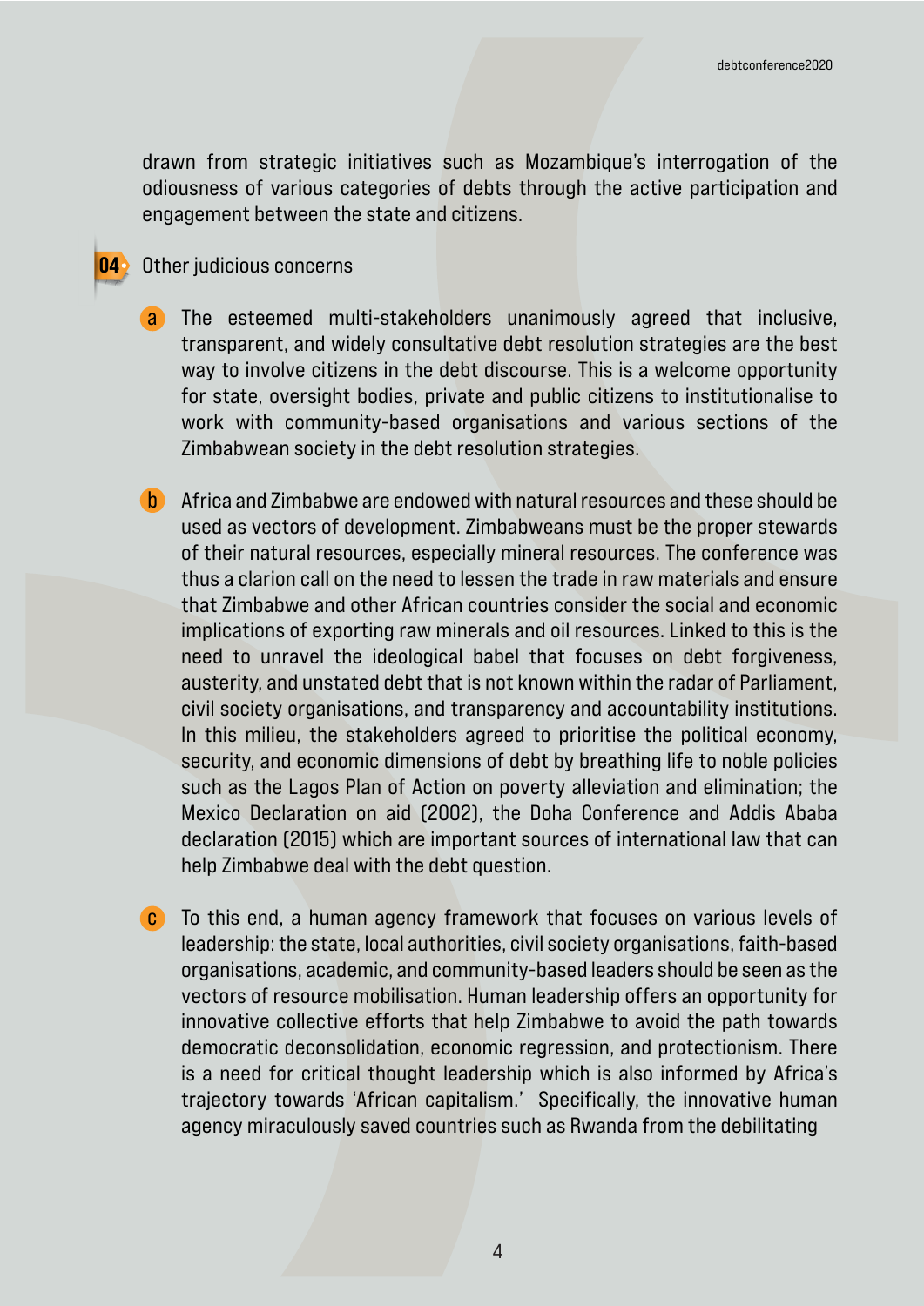drawn from strategic initiatives such as Mozambique's interrogation of the odiousness of various categories of debts through the active participation and engagement between the state and citizens.

## 04 Other judicious concerns

a. The esteemed multi-stakeholders unanimously agreed that inclusive, transparent, and widely consultative debt resolution strategies are the best way to involve citizens in the debt discourse. This is a welcome opportunity for state, oversight bodies, private and public citizens to institutionalise to work with community-based organisations and various sections of the Zimbabwean society in the debt resolution strategies.

b. Africa and Zimbabwe are endowed with natural resources and these should be used as vectors of development. Zimbabweans must be the proper stewards of their natural resources, especially mineral resources. The conference was thus a clarion call on the need to lessen the trade in raw materials and ensure that Zimbabwe and other African countries consider the social and economic implications of exporting raw minerals and oil resources. Linked to this is the need to unravel the ideological babel that focuses on debt forgiveness, austerity, and unstated debt that is not known within the radar of Parliament, civil society organisations, and transparency and accountability institutions. In this milieu, the stakeholders agreed to prioritise the political economy, security, and economic dimensions of debt by breathing life to noble policies such as the Lagos Plan of Action on poverty alleviation and elimination; the Mexico Declaration on aid (2002), the Doha Conference and Addis Ababa declaration (2015) which are important sources of international law that can help Zimbabwe deal with the debt question.

c. To this end, a human agency framework that focuses on various levels of leadership: the state, local authorities, civil society organisations, faith-based organisations, academic, and community-based leaders should be seen as the vectors of resource mobilisation. Human leadership offers an opportunity for innovative collective efforts that help Zimbabwe to avoid the path towards democratic deconsolidation, economic regression, and protectionism. There is a need for critical thought leadership which is also informed by Africa's trajectory towards 'African capitalism.' Specifically, the innovative human agency miraculously saved countries such as Rwanda from the debilitating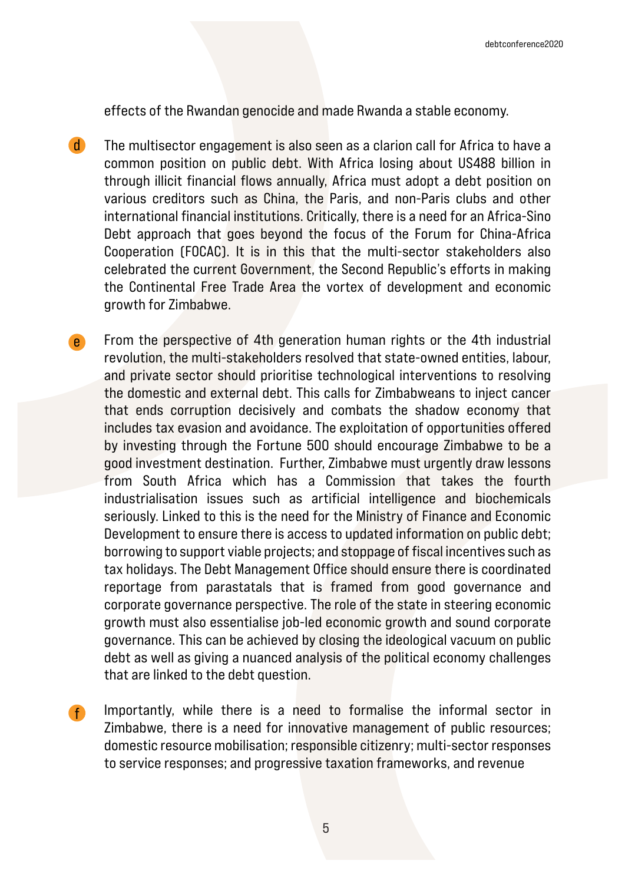effects of the Rwandan genocide and made Rwanda a stable economy.

d. The multisector engagement is also seen as a clarion call for Africa to have a common position on public debt. With Africa losing about US488 billion in through illicit financial flows annually, Africa must adopt a debt position on various creditors such as China, the Paris, and non-Paris clubs and other international financial institutions. Critically, there is a need for an Africa-Sino Debt approach that goes beyond the focus of the Forum for China-Africa Cooperation (FOCAC). It is in this that the multi-sector stakeholders also celebrated the current Government, the Second Republic's efforts in making the Continental Free Trade Area the vortex of development and economic growth for Zimbabwe.

e. From the perspective of 4th generation human rights or the 4th industrial revolution, the multi-stakeholders resolved that state-owned entities, labour, and private sector should prioritise technological interventions to resolving the domestic and external debt. This calls for Zimbabweans to inject cancer that ends corruption decisively and combats the shadow economy that includes tax evasion and avoidance. The exploitation of opportunities offered by investing through the Fortune 500 should encourage Zimbabwe to be a good investment destination. Further, Zimbabwe must urgently draw lessons from South Africa which has a Commission that takes the fourth industrialisation issues such as artificial intelligence and biochemicals seriously. Linked to this is the need for the Ministry of Finance and Economic Development to ensure there is access to updated information on public debt; borrowing to support viable projects; and stoppage of fiscal incentives such as tax holidays. The Debt Management Office should ensure there is coordinated reportage from parastatals that is framed from good governance and corporate governance perspective. The role of the state in steering economic growth must also essentialise job-led economic growth and sound corporate governance. This can be achieved by closing the ideological vacuum on public debt as well as giving a nuanced analysis of the political economy challenges that are linked to the debt question.

f. Importantly, while there is a need to formalise the informal sector in Zimbabwe, there is a need for innovative management of public resources; domestic resource mobilisation; responsible citizenry; multi-sector responses to service responses; and progressive taxation frameworks, and revenue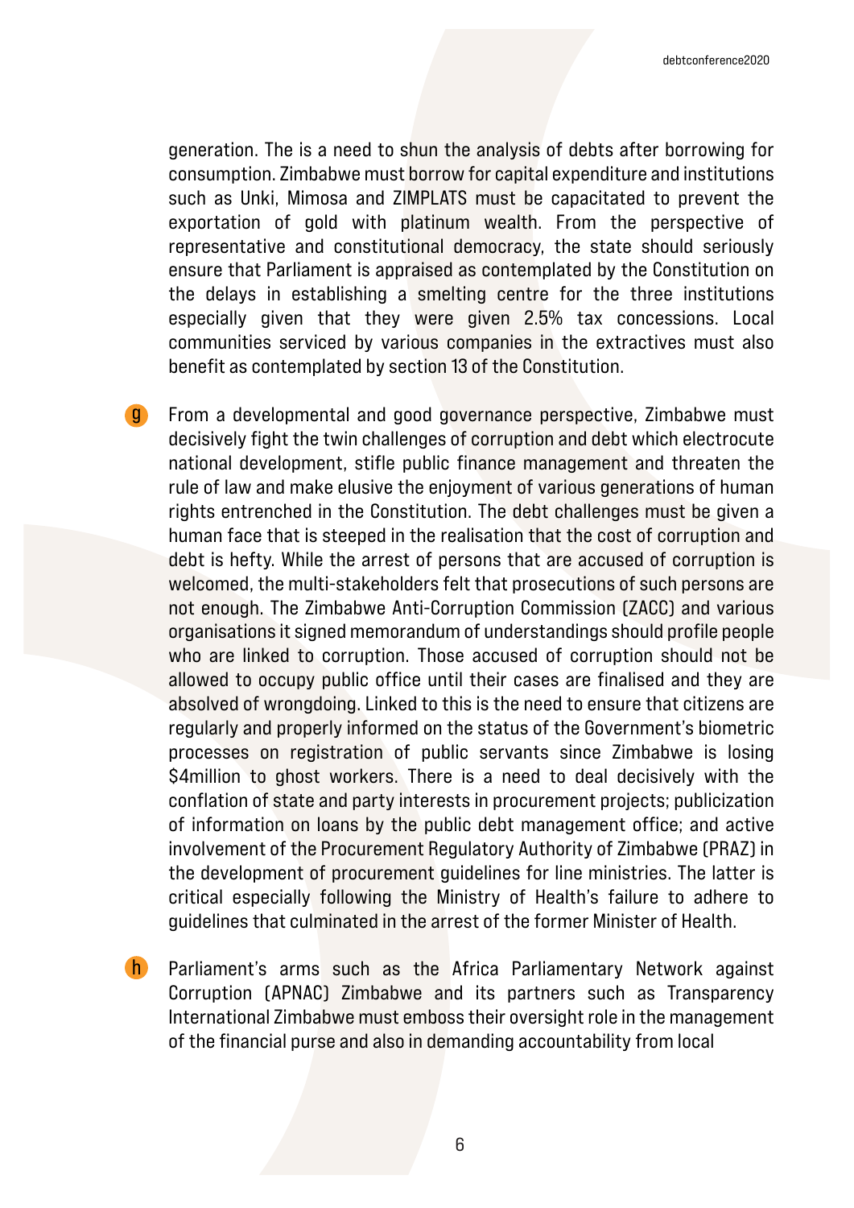generation. The is a need to shun the analysis of debts after borrowing for consumption. Zimbabwe must borrow for capital expenditure and institutions such as Unki, Mimosa and ZIMPLATS must be capacitated to prevent the exportation of gold with platinum wealth. From the perspective of representative and constitutional democracy, the state should seriously ensure that Parliament is appraised as contemplated by the Constitution on the delays in establishing a smelting centre for the three institutions especially given that they were given 2.5% tax concessions. Local communities serviced by various companies in the extractives must also benefit as contemplated by section 13 of the Constitution.

g. From a developmental and good governance perspective, Zimbabwe must decisively fight the twin challenges of corruption and debt which electrocute national development, stifle public finance management and threaten the rule of law and make elusive the enjoyment of various generations of human rights entrenched in the Constitution. The debt challenges must be given a human face that is steeped in the realisation that the cost of corruption and debt is hefty. While the arrest of persons that are accused of corruption is welcomed, the multi-stakeholders felt that prosecutions of such persons are not enough. The Zimbabwe Anti-Corruption Commission (ZACC) and various organisations it signed memorandum of understandings should profile people who are linked to corruption. Those accused of corruption should not be allowed to occupy public office until their cases are finalised and they are absolved of wrongdoing. Linked to this is the need to ensure that citizens are regularly and properly informed on the status of the Government's biometric processes on registration of public servants since Zimbabwe is losing $4million to ghost workers. There is a need to deal decisively with the conflation of state and party interests in procurement projects; publicization of information on loans by the public debt management office; and active involvement of the Procurement Regulatory Authority of Zimbabwe (PRAZ) in the development of procurement guidelines for line ministries. The latter is critical especially following the Ministry of Health's failure to adhere to guidelines that culminated in the arrest of the former Minister of Health.

h. Parliament's arms such as the Africa Parliamentary Network against Corruption (APNAC) Zimbabwe and its partners such as Transparency International Zimbabwe must emboss their oversight role in the management of the financial purse and also in demanding accountability from local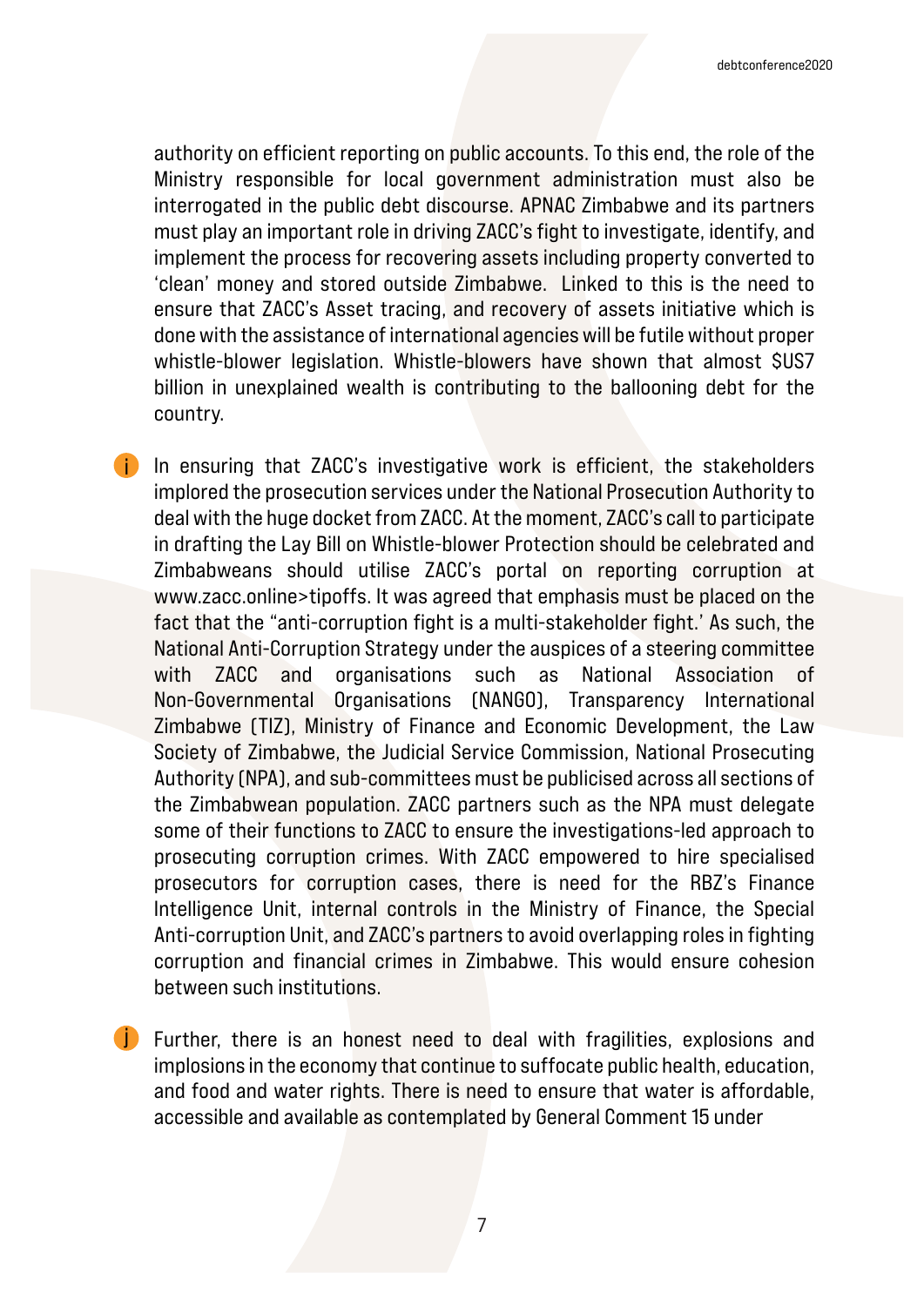authority on efficient reporting on public accounts. To this end, the role of the Ministry responsible for local government administration must also be interrogated in the public debt discourse. APNAC Zimbabwe and its partners must play an important role in driving ZACC's fight to investigate, identify, and implement the process for recovering assets including property converted to 'clean' money and stored outside Zimbabwe. Linked to this is the need to ensure that ZACC's Asset tracing, and recovery of assets initiative which is done with the assistance of international agencies will be futile without proper whistle-blower legislation. Whistle-blowers have shown that almost $US7 billion in unexplained wealth is contributing to the ballooning debt for the country.

i. In ensuring that ZACC's investigative work is efficient, the stakeholders implored the prosecution services under the National Prosecution Authority to deal with the huge docket from ZACC. At the moment, ZACC's call to participate in drafting the Lay Bill on Whistle-blower Protection should be celebrated and Zimbabweans should utilise ZACC's portal on reporting corruption at www.zacc.online>tipoffs. It was agreed that emphasis must be placed on the fact that the "anti-corruption fight is a multi-stakeholder fight.' As such, the National Anti-Corruption Strategy under the auspices of a steering committee with ZACC and organisations such as National Association of Non-Governmental Organisations (NANGO), Transparency International Zimbabwe (TIZ), Ministry of Finance and Economic Development, the Law Society of Zimbabwe, the Judicial Service Commission, National Prosecuting Authority (NPA), and sub-committees must be publicised across all sections of the Zimbabwean population. ZACC partners such as the NPA must delegate some of their functions to ZACC to ensure the investigations-led approach to prosecuting corruption crimes. With ZACC empowered to hire specialised prosecutors for corruption cases, there is need for the RBZ's Finance Intelligence Unit, internal controls in the Ministry of Finance, the Special Anti-corruption Unit, and ZACC's partners to avoid overlapping roles in fighting corruption and financial crimes in Zimbabwe. This would ensure cohesion between such institutions.

j. Further, there is an honest need to deal with fragilities, explosions and implosions in the economy that continue to suffocate public health, education, and food and water rights. There is need to ensure that water is affordable, accessible and available as contemplated by General Comment 15 under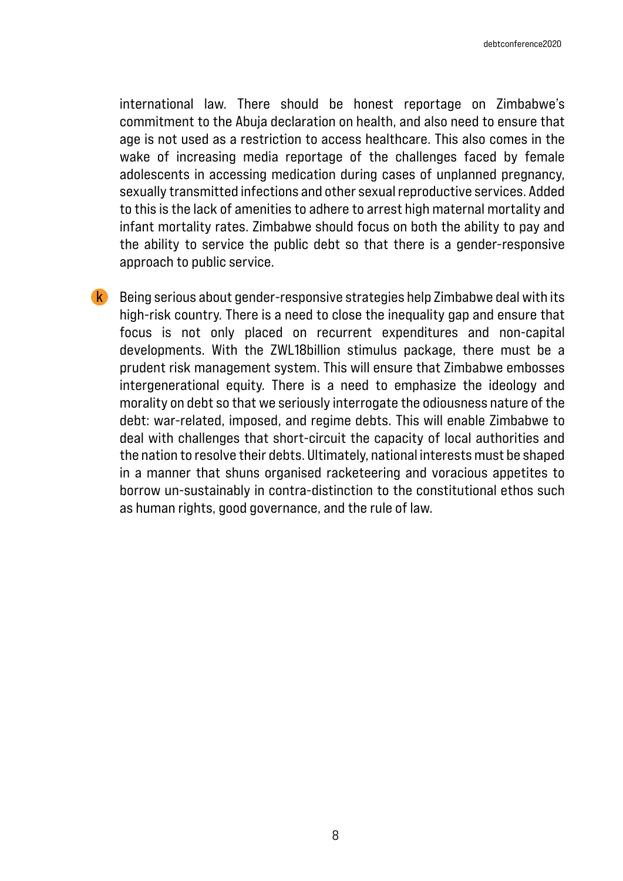international law. There should be honest reportage on Zimbabwe's commitment to the Abuja declaration on health, and also need to ensure that age is not used as a restriction to access healthcare. This also comes in the wake of increasing media reportage of the challenges faced by female adolescents in accessing medication during cases of unplanned pregnancy, sexually transmitted infections and other sexual reproductive services. Added to this is the lack of amenities to adhere to arrest high maternal mortality and infant mortality rates. Zimbabwe should focus on both the ability to pay and the ability to service the public debt so that there is a gender-responsive approach to public service.

k. Being serious about gender-responsive strategies help Zimbabwe deal with its high-risk country. There is a need to close the inequality gap and ensure that focus is not only placed on recurrent expenditures and non-capital developments. With the ZWL18billion stimulus package, there must be a prudent risk management system. This will ensure that Zimbabwe embosses intergenerational equity. There is a need to emphasize the ideology and morality on debt so that we seriously interrogate the odiousness nature of the debt: war-related, imposed, and regime debts. This will enable Zimbabwe to deal with challenges that short-circuit the capacity of local authorities and the nation to resolve their debts. Ultimately, national interests must be shaped in a manner that shuns organised racketeering and voracious appetites to borrow un-sustainably in contra-distinction to the constitutional ethos such as human rights, good governance, and the rule of law.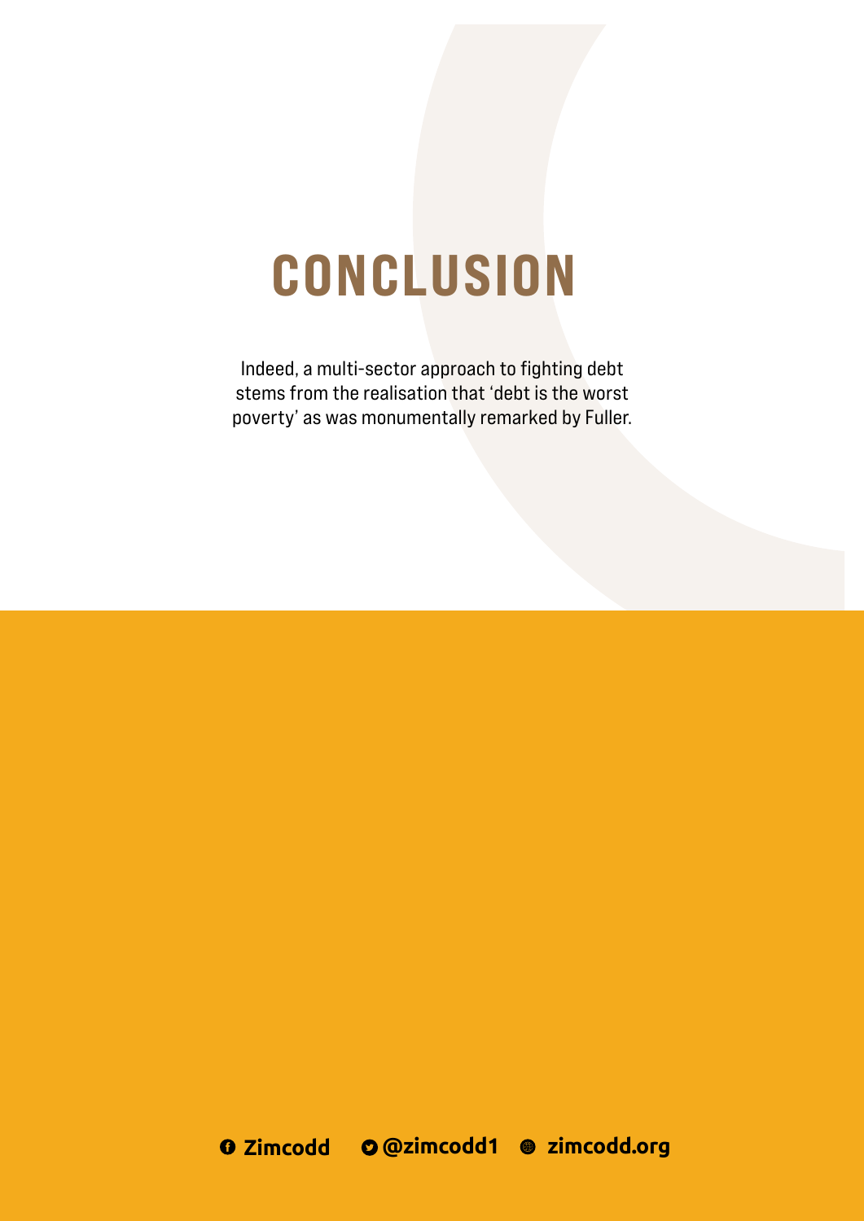# CONCLUSION

Indeed, a multi-sector approach to fighting debt stems from the realisation that 'debt is the worst poverty' as was monumentally remarked by Fuller.

Zimcodd @zimcodd1 zimcodd.org